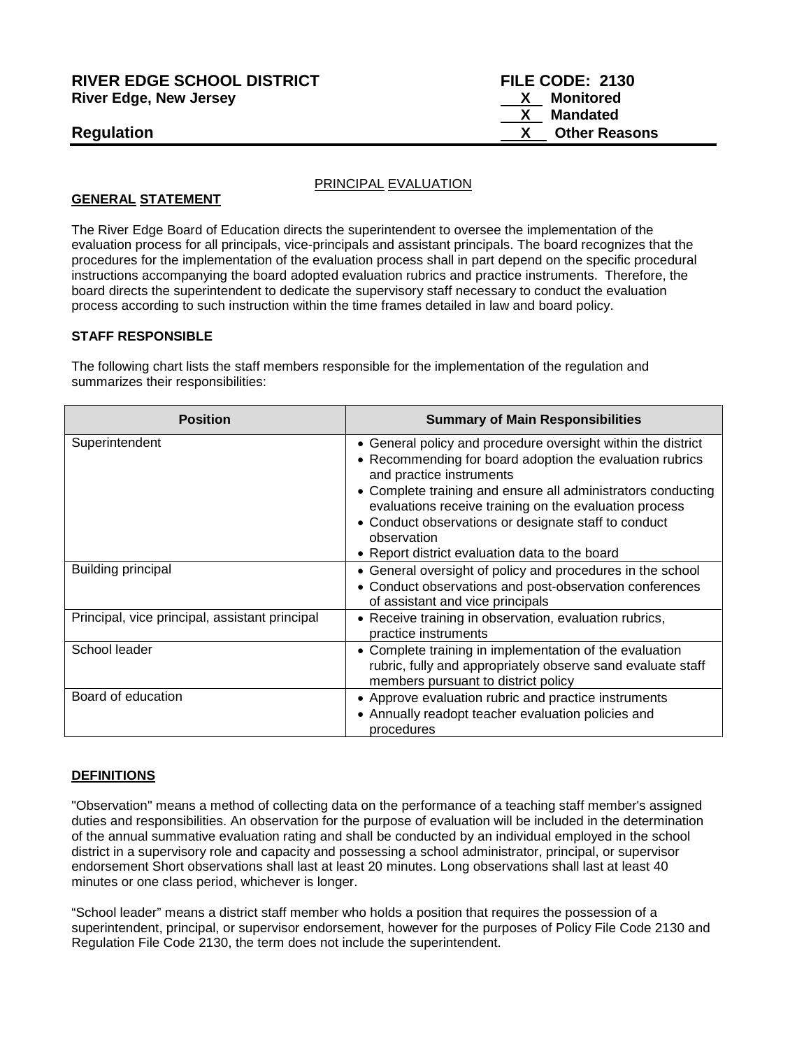**RIVER EDGE SCHOOL DISTRICT**
**River Edge, New Jersey**

**Regulation**

**FILE CODE: 2130**
**X Monitored**
**X Mandated**
**X Other Reasons**

PRINCIPAL EVALUATION

**GENERAL STATEMENT**

The River Edge Board of Education directs the superintendent to oversee the implementation of the evaluation process for all principals, vice-principals and assistant principals. The board recognizes that the procedures for the implementation of the evaluation process shall in part depend on the specific procedural instructions accompanying the board adopted evaluation rubrics and practice instruments. Therefore, the board directs the superintendent to dedicate the supervisory staff necessary to conduct the evaluation process according to such instruction within the time frames detailed in law and board policy.

**STAFF RESPONSIBLE**

The following chart lists the staff members responsible for the implementation of the regulation and summarizes their responsibilities:

| Position | Summary of Main Responsibilities |
|---|---|
| Superintendent | • General policy and procedure oversight within the district<br>• Recommending for board adoption the evaluation rubrics and practice instruments<br>• Complete training and ensure all administrators conducting evaluations receive training on the evaluation process<br>• Conduct observations or designate staff to conduct observation<br>• Report district evaluation data to the board |
| Building principal | • General oversight of policy and procedures in the school<br>• Conduct observations and post-observation conferences of assistant and vice principals |
| Principal, vice principal, assistant principal | • Receive training in observation, evaluation rubrics, practice instruments |
| School leader | • Complete training in implementation of the evaluation rubric, fully and appropriately observe sand evaluate staff members pursuant to district policy |
| Board of education | • Approve evaluation rubric and practice instruments<br>• Annually readopt teacher evaluation policies and procedures |

**DEFINITIONS**

"Observation" means a method of collecting data on the performance of a teaching staff member's assigned duties and responsibilities. An observation for the purpose of evaluation will be included in the determination of the annual summative evaluation rating and shall be conducted by an individual employed in the school district in a supervisory role and capacity and possessing a school administrator, principal, or supervisor endorsement Short observations shall last at least 20 minutes. Long observations shall last at least 40 minutes or one class period, whichever is longer.

"School leader" means a district staff member who holds a position that requires the possession of a superintendent, principal, or supervisor endorsement, however for the purposes of Policy File Code 2130 and Regulation File Code 2130, the term does not include the superintendent.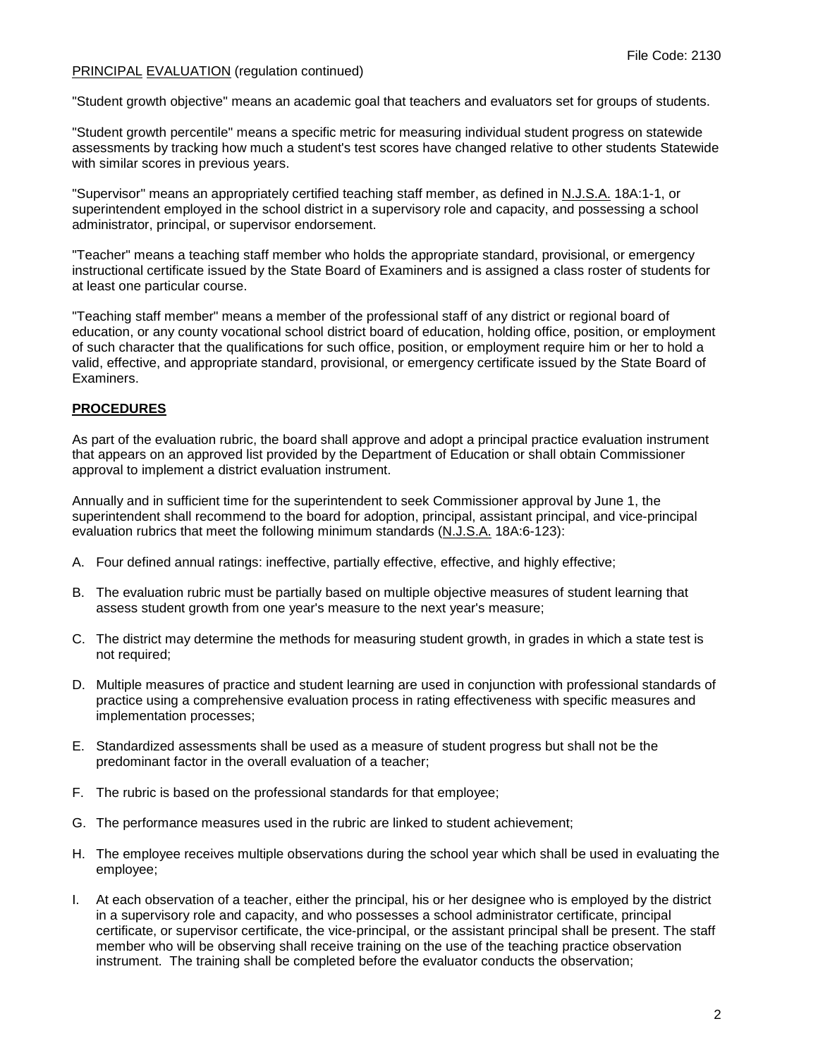"Student growth objective" means an academic goal that teachers and evaluators set for groups of students.

"Student growth percentile" means a specific metric for measuring individual student progress on statewide assessments by tracking how much a student's test scores have changed relative to other students Statewide with similar scores in previous years.

"Supervisor" means an appropriately certified teaching staff member, as defined in N.J.S.A. 18A:1-1, or superintendent employed in the school district in a supervisory role and capacity, and possessing a school administrator, principal, or supervisor endorsement.

"Teacher" means a teaching staff member who holds the appropriate standard, provisional, or emergency instructional certificate issued by the State Board of Examiners and is assigned a class roster of students for at least one particular course.

"Teaching staff member" means a member of the professional staff of any district or regional board of education, or any county vocational school district board of education, holding office, position, or employment of such character that the qualifications for such office, position, or employment require him or her to hold a valid, effective, and appropriate standard, provisional, or emergency certificate issued by the State Board of Examiners.

## PROCEDURES

As part of the evaluation rubric, the board shall approve and adopt a principal practice evaluation instrument that appears on an approved list provided by the Department of Education or shall obtain Commissioner approval to implement a district evaluation instrument.

Annually and in sufficient time for the superintendent to seek Commissioner approval by June 1, the superintendent shall recommend to the board for adoption, principal, assistant principal, and vice-principal evaluation rubrics that meet the following minimum standards (N.J.S.A. 18A:6-123):

A. Four defined annual ratings: ineffective, partially effective, effective, and highly effective;

B. The evaluation rubric must be partially based on multiple objective measures of student learning that assess student growth from one year's measure to the next year's measure;

C. The district may determine the methods for measuring student growth, in grades in which a state test is not required;

D. Multiple measures of practice and student learning are used in conjunction with professional standards of practice using a comprehensive evaluation process in rating effectiveness with specific measures and implementation processes;

E. Standardized assessments shall be used as a measure of student progress but shall not be the predominant factor in the overall evaluation of a teacher;

F. The rubric is based on the professional standards for that employee;

G. The performance measures used in the rubric are linked to student achievement;

H. The employee receives multiple observations during the school year which shall be used in evaluating the employee;

I. At each observation of a teacher, either the principal, his or her designee who is employed by the district in a supervisory role and capacity, and who possesses a school administrator certificate, principal certificate, or supervisor certificate, the vice-principal, or the assistant principal shall be present. The staff member who will be observing shall receive training on the use of the teaching practice observation instrument. The training shall be completed before the evaluator conducts the observation;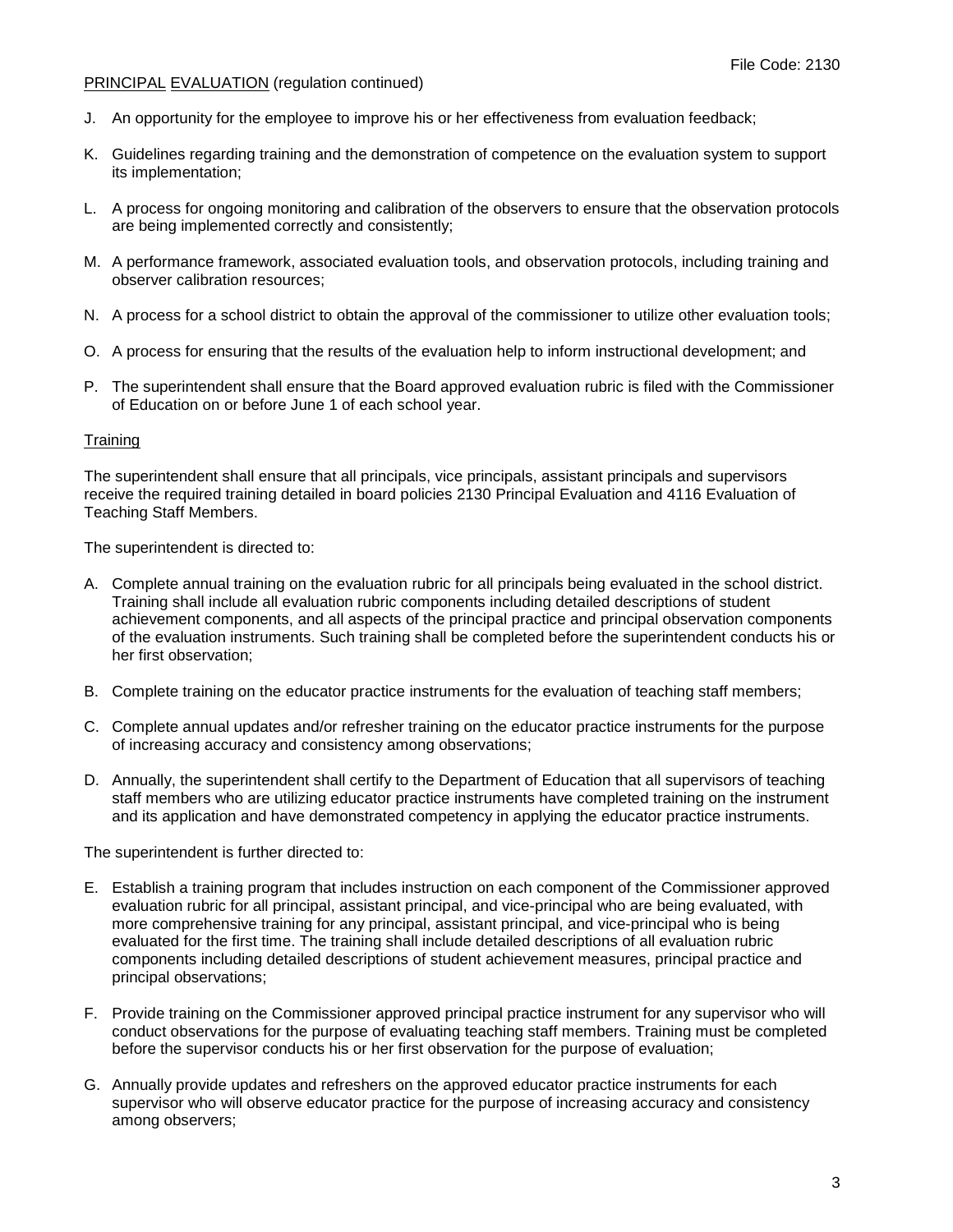PRINCIPAL EVALUATION (regulation continued)

J. An opportunity for the employee to improve his or her effectiveness from evaluation feedback;

K. Guidelines regarding training and the demonstration of competence on the evaluation system to support its implementation;

L. A process for ongoing monitoring and calibration of the observers to ensure that the observation protocols are being implemented correctly and consistently;

M. A performance framework, associated evaluation tools, and observation protocols, including training and observer calibration resources;

N. A process for a school district to obtain the approval of the commissioner to utilize other evaluation tools;

O. A process for ensuring that the results of the evaluation help to inform instructional development; and

P. The superintendent shall ensure that the Board approved evaluation rubric is filed with the Commissioner of Education on or before June 1 of each school year.

## Training

The superintendent shall ensure that all principals, vice principals, assistant principals and supervisors receive the required training detailed in board policies 2130 Principal Evaluation and 4116 Evaluation of Teaching Staff Members.

The superintendent is directed to:

A. Complete annual training on the evaluation rubric for all principals being evaluated in the school district. Training shall include all evaluation rubric components including detailed descriptions of student achievement components, and all aspects of the principal practice and principal observation components of the evaluation instruments. Such training shall be completed before the superintendent conducts his or her first observation;

B. Complete training on the educator practice instruments for the evaluation of teaching staff members;

C. Complete annual updates and/or refresher training on the educator practice instruments for the purpose of increasing accuracy and consistency among observations;

D. Annually, the superintendent shall certify to the Department of Education that all supervisors of teaching staff members who are utilizing educator practice instruments have completed training on the instrument and its application and have demonstrated competency in applying the educator practice instruments.

The superintendent is further directed to:

E. Establish a training program that includes instruction on each component of the Commissioner approved evaluation rubric for all principal, assistant principal, and vice-principal who are being evaluated, with more comprehensive training for any principal, assistant principal, and vice-principal who is being evaluated for the first time. The training shall include detailed descriptions of all evaluation rubric components including detailed descriptions of student achievement measures, principal practice and principal observations;

F. Provide training on the Commissioner approved principal practice instrument for any supervisor who will conduct observations for the purpose of evaluating teaching staff members. Training must be completed before the supervisor conducts his or her first observation for the purpose of evaluation;

G. Annually provide updates and refreshers on the approved educator practice instruments for each supervisor who will observe educator practice for the purpose of increasing accuracy and consistency among observers;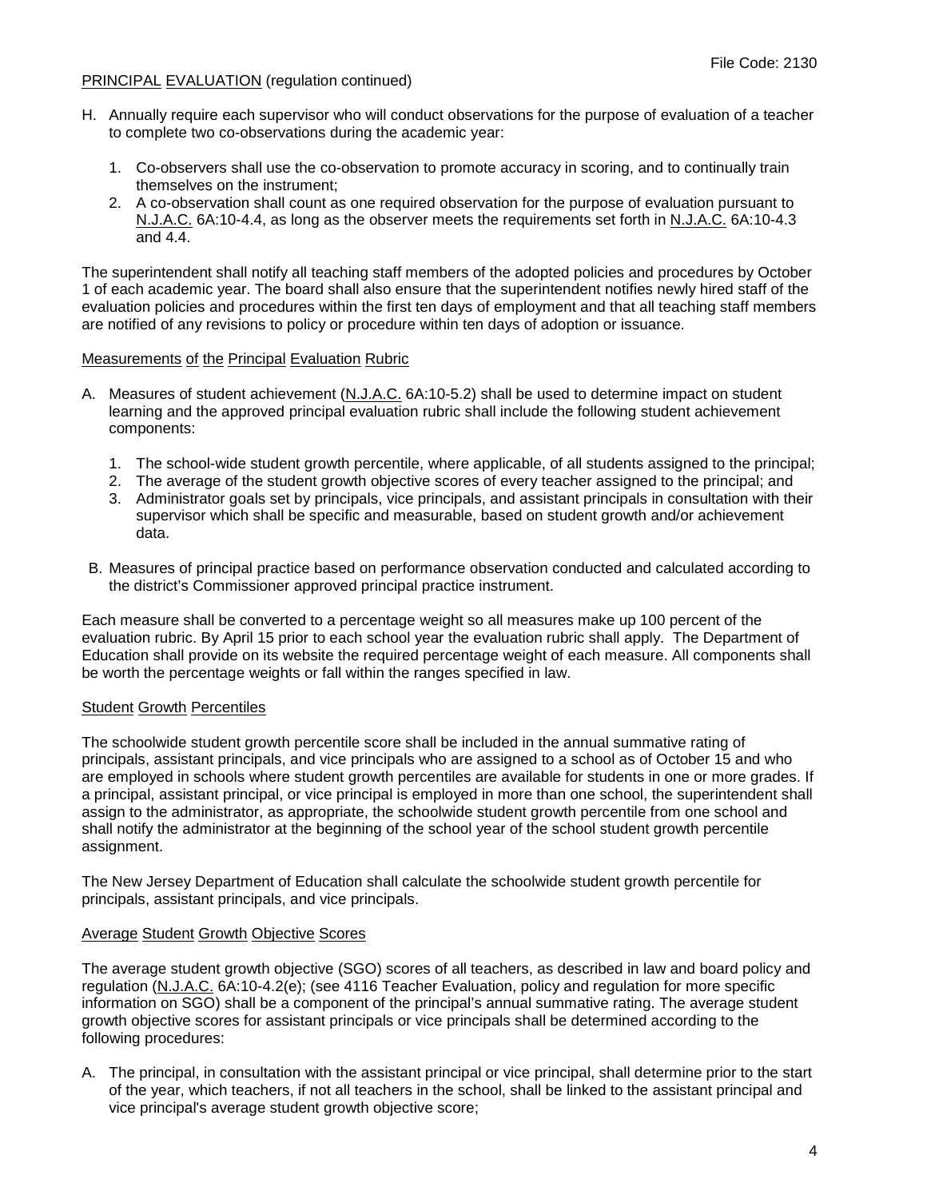PRINCIPAL EVALUATION (regulation continued)

H. Annually require each supervisor who will conduct observations for the purpose of evaluation of a teacher to complete two co-observations during the academic year:

    1. Co-observers shall use the co-observation to promote accuracy in scoring, and to continually train themselves on the instrument;
    2. A co-observation shall count as one required observation for the purpose of evaluation pursuant to N.J.A.C. 6A:10-4.4, as long as the observer meets the requirements set forth in N.J.A.C. 6A:10-4.3 and 4.4.

The superintendent shall notify all teaching staff members of the adopted policies and procedures by October 1 of each academic year. The board shall also ensure that the superintendent notifies newly hired staff of the evaluation policies and procedures within the first ten days of employment and that all teaching staff members are notified of any revisions to policy or procedure within ten days of adoption or issuance.

Measurements of the Principal Evaluation Rubric

A. Measures of student achievement (N.J.A.C. 6A:10-5.2) shall be used to determine impact on student learning and the approved principal evaluation rubric shall include the following student achievement components:

    1. The school-wide student growth percentile, where applicable, of all students assigned to the principal;
    2. The average of the student growth objective scores of every teacher assigned to the principal; and
    3. Administrator goals set by principals, vice principals, and assistant principals in consultation with their supervisor which shall be specific and measurable, based on student growth and/or achievement data.

B. Measures of principal practice based on performance observation conducted and calculated according to the district's Commissioner approved principal practice instrument.

Each measure shall be converted to a percentage weight so all measures make up 100 percent of the evaluation rubric. By April 15 prior to each school year the evaluation rubric shall apply. The Department of Education shall provide on its website the required percentage weight of each measure. All components shall be worth the percentage weights or fall within the ranges specified in law.

Student Growth Percentiles

The schoolwide student growth percentile score shall be included in the annual summative rating of principals, assistant principals, and vice principals who are assigned to a school as of October 15 and who are employed in schools where student growth percentiles are available for students in one or more grades. If a principal, assistant principal, or vice principal is employed in more than one school, the superintendent shall assign to the administrator, as appropriate, the schoolwide student growth percentile from one school and shall notify the administrator at the beginning of the school year of the school student growth percentile assignment.

The New Jersey Department of Education shall calculate the schoolwide student growth percentile for principals, assistant principals, and vice principals.

Average Student Growth Objective Scores

The average student growth objective (SGO) scores of all teachers, as described in law and board policy and regulation (N.J.A.C. 6A:10-4.2(e); (see 4116 Teacher Evaluation, policy and regulation for more specific information on SGO) shall be a component of the principal's annual summative rating. The average student growth objective scores for assistant principals or vice principals shall be determined according to the following procedures:

A. The principal, in consultation with the assistant principal or vice principal, shall determine prior to the start of the year, which teachers, if not all teachers in the school, shall be linked to the assistant principal and vice principal's average student growth objective score;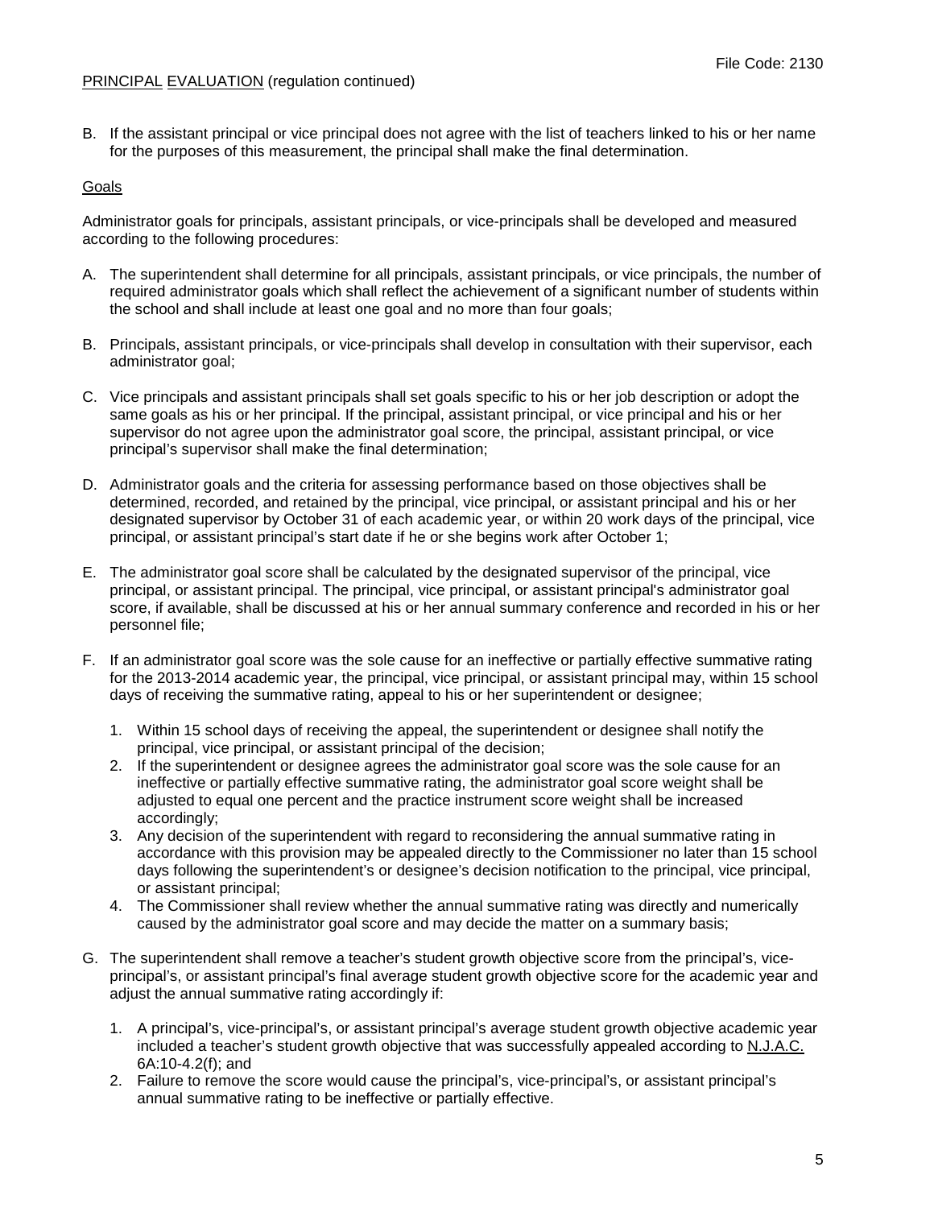B. If the assistant principal or vice principal does not agree with the list of teachers linked to his or her name for the purposes of this measurement, the principal shall make the final determination.

Goals

Administrator goals for principals, assistant principals, or vice-principals shall be developed and measured according to the following procedures:

A. The superintendent shall determine for all principals, assistant principals, or vice principals, the number of required administrator goals which shall reflect the achievement of a significant number of students within the school and shall include at least one goal and no more than four goals;

B. Principals, assistant principals, or vice-principals shall develop in consultation with their supervisor, each administrator goal;

C. Vice principals and assistant principals shall set goals specific to his or her job description or adopt the same goals as his or her principal. If the principal, assistant principal, or vice principal and his or her supervisor do not agree upon the administrator goal score, the principal, assistant principal, or vice principal's supervisor shall make the final determination;

D. Administrator goals and the criteria for assessing performance based on those objectives shall be determined, recorded, and retained by the principal, vice principal, or assistant principal and his or her designated supervisor by October 31 of each academic year, or within 20 work days of the principal, vice principal, or assistant principal's start date if he or she begins work after October 1;

E. The administrator goal score shall be calculated by the designated supervisor of the principal, vice principal, or assistant principal. The principal, vice principal, or assistant principal's administrator goal score, if available, shall be discussed at his or her annual summary conference and recorded in his or her personnel file;

F. If an administrator goal score was the sole cause for an ineffective or partially effective summative rating for the 2013-2014 academic year, the principal, vice principal, or assistant principal may, within 15 school days of receiving the summative rating, appeal to his or her superintendent or designee;

   1. Within 15 school days of receiving the appeal, the superintendent or designee shall notify the principal, vice principal, or assistant principal of the decision;
   2. If the superintendent or designee agrees the administrator goal score was the sole cause for an ineffective or partially effective summative rating, the administrator goal score weight shall be adjusted to equal one percent and the practice instrument score weight shall be increased accordingly;
   3. Any decision of the superintendent with regard to reconsidering the annual summative rating in accordance with this provision may be appealed directly to the Commissioner no later than 15 school days following the superintendent's or designee's decision notification to the principal, vice principal, or assistant principal;
   4. The Commissioner shall review whether the annual summative rating was directly and numerically caused by the administrator goal score and may decide the matter on a summary basis;

G. The superintendent shall remove a teacher's student growth objective score from the principal's, vice-principal's, or assistant principal's final average student growth objective score for the academic year and adjust the annual summative rating accordingly if:

   1. A principal's, vice-principal's, or assistant principal's average student growth objective academic year included a teacher's student growth objective that was successfully appealed according to N.J.A.C. 6A:10-4.2(f); and
   2. Failure to remove the score would cause the principal's, vice-principal's, or assistant principal's annual summative rating to be ineffective or partially effective.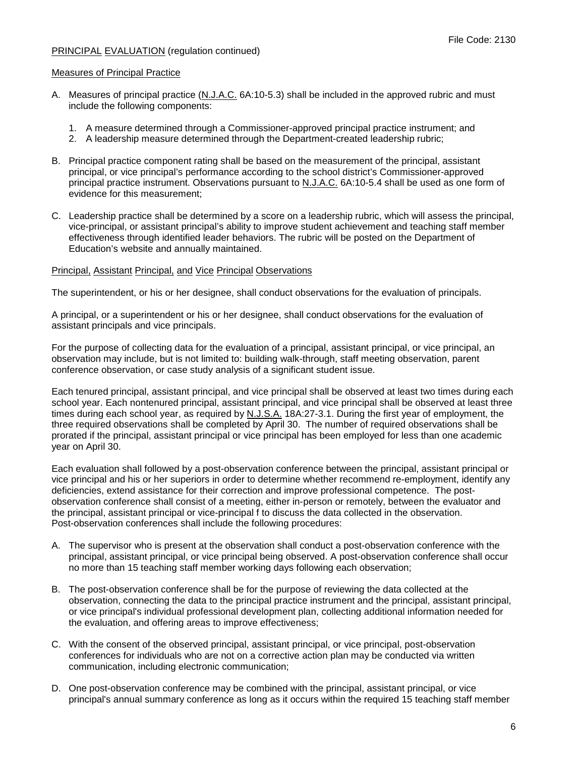PRINCIPAL EVALUATION (regulation continued)

Measures of Principal Practice

A. Measures of principal practice (N.J.A.C. 6A:10-5.3) shall be included in the approved rubric and must include the following components:

   1. A measure determined through a Commissioner-approved principal practice instrument; and
   2. A leadership measure determined through the Department-created leadership rubric;

B. Principal practice component rating shall be based on the measurement of the principal, assistant principal, or vice principal's performance according to the school district's Commissioner-approved principal practice instrument. Observations pursuant to N.J.A.C. 6A:10-5.4 shall be used as one form of evidence for this measurement;

C. Leadership practice shall be determined by a score on a leadership rubric, which will assess the principal, vice-principal, or assistant principal's ability to improve student achievement and teaching staff member effectiveness through identified leader behaviors. The rubric will be posted on the Department of Education's website and annually maintained.

Principal, Assistant Principal, and Vice Principal Observations

The superintendent, or his or her designee, shall conduct observations for the evaluation of principals.

A principal, or a superintendent or his or her designee, shall conduct observations for the evaluation of assistant principals and vice principals.

For the purpose of collecting data for the evaluation of a principal, assistant principal, or vice principal, an observation may include, but is not limited to: building walk-through, staff meeting observation, parent conference observation, or case study analysis of a significant student issue.

Each tenured principal, assistant principal, and vice principal shall be observed at least two times during each school year. Each nontenured principal, assistant principal, and vice principal shall be observed at least three times during each school year, as required by N.J.S.A. 18A:27-3.1. During the first year of employment, the three required observations shall be completed by April 30. The number of required observations shall be prorated if the principal, assistant principal or vice principal has been employed for less than one academic year on April 30.

Each evaluation shall followed by a post-observation conference between the principal, assistant principal or vice principal and his or her superiors in order to determine whether recommend re-employment, identify any deficiencies, extend assistance for their correction and improve professional competence. The post-observation conference shall consist of a meeting, either in-person or remotely, between the evaluator and the principal, assistant principal or vice-principal f to discuss the data collected in the observation. Post-observation conferences shall include the following procedures:

A. The supervisor who is present at the observation shall conduct a post-observation conference with the principal, assistant principal, or vice principal being observed. A post-observation conference shall occur no more than 15 teaching staff member working days following each observation;

B. The post-observation conference shall be for the purpose of reviewing the data collected at the observation, connecting the data to the principal practice instrument and the principal, assistant principal, or vice principal's individual professional development plan, collecting additional information needed for the evaluation, and offering areas to improve effectiveness;

C. With the consent of the observed principal, assistant principal, or vice principal, post-observation conferences for individuals who are not on a corrective action plan may be conducted via written communication, including electronic communication;

D. One post-observation conference may be combined with the principal, assistant principal, or vice principal's annual summary conference as long as it occurs within the required 15 teaching staff member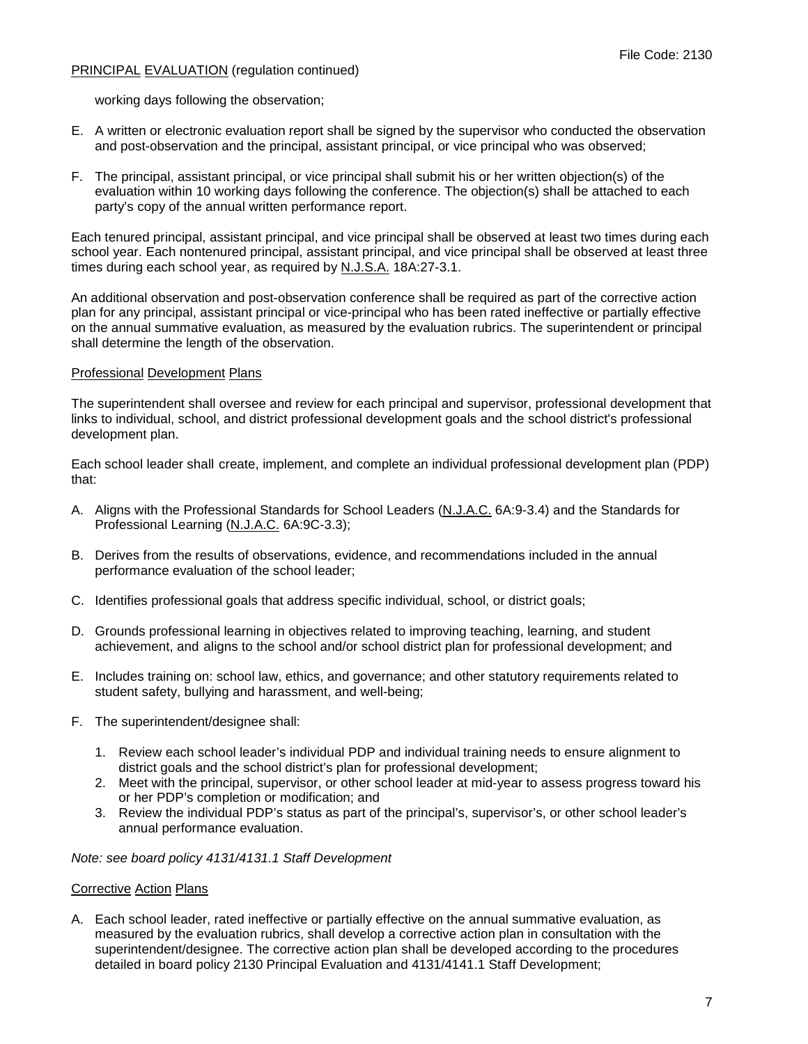working days following the observation;

E. A written or electronic evaluation report shall be signed by the supervisor who conducted the observation and post-observation and the principal, assistant principal, or vice principal who was observed;

F. The principal, assistant principal, or vice principal shall submit his or her written objection(s) of the evaluation within 10 working days following the conference. The objection(s) shall be attached to each party's copy of the annual written performance report.

Each tenured principal, assistant principal, and vice principal shall be observed at least two times during each school year. Each nontenured principal, assistant principal, and vice principal shall be observed at least three times during each school year, as required by N.J.S.A. 18A:27-3.1.

An additional observation and post-observation conference shall be required as part of the corrective action plan for any principal, assistant principal or vice-principal who has been rated ineffective or partially effective on the annual summative evaluation, as measured by the evaluation rubrics. The superintendent or principal shall determine the length of the observation.

## Professional Development Plans

The superintendent shall oversee and review for each principal and supervisor, professional development that links to individual, school, and district professional development goals and the school district's professional development plan.

Each school leader shall create, implement, and complete an individual professional development plan (PDP) that:

A. Aligns with the Professional Standards for School Leaders (N.J.A.C. 6A:9-3.4) and the Standards for Professional Learning (N.J.A.C. 6A:9C-3.3);

B. Derives from the results of observations, evidence, and recommendations included in the annual performance evaluation of the school leader;

C. Identifies professional goals that address specific individual, school, or district goals;

D. Grounds professional learning in objectives related to improving teaching, learning, and student achievement, and aligns to the school and/or school district plan for professional development; and

E. Includes training on: school law, ethics, and governance; and other statutory requirements related to student safety, bullying and harassment, and well-being;

F. The superintendent/designee shall:

   1. Review each school leader's individual PDP and individual training needs to ensure alignment to district goals and the school district's plan for professional development;
   2. Meet with the principal, supervisor, or other school leader at mid-year to assess progress toward his or her PDP's completion or modification; and
   3. Review the individual PDP's status as part of the principal's, supervisor's, or other school leader's annual performance evaluation.

*Note: see board policy 4131/4131.1 Staff Development*

## Corrective Action Plans

A. Each school leader, rated ineffective or partially effective on the annual summative evaluation, as measured by the evaluation rubrics, shall develop a corrective action plan in consultation with the superintendent/designee. The corrective action plan shall be developed according to the procedures detailed in board policy 2130 Principal Evaluation and 4131/4141.1 Staff Development;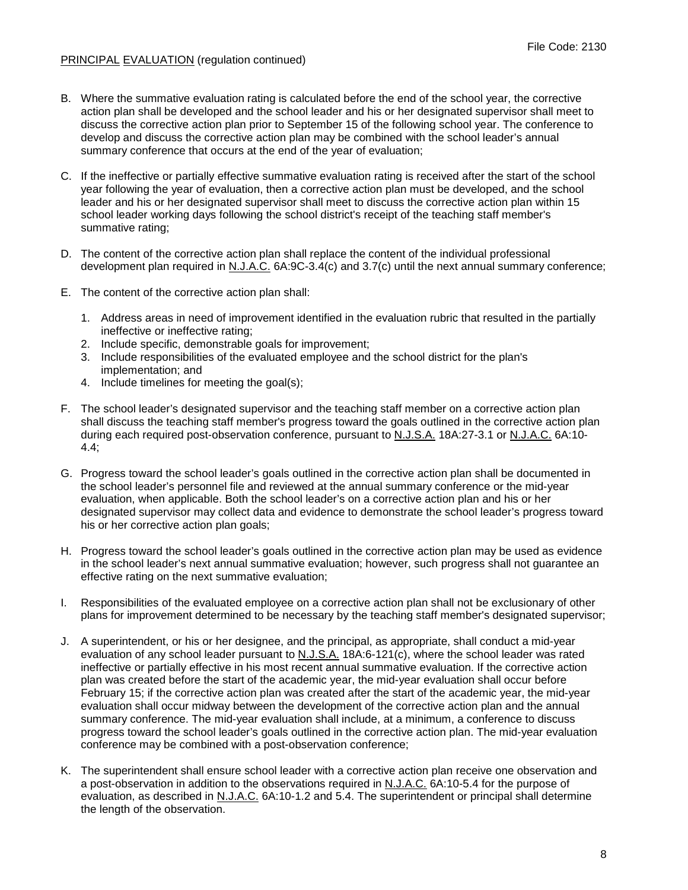PRINCIPAL EVALUATION (regulation continued)

B. Where the summative evaluation rating is calculated before the end of the school year, the corrective action plan shall be developed and the school leader and his or her designated supervisor shall meet to discuss the corrective action plan prior to September 15 of the following school year. The conference to develop and discuss the corrective action plan may be combined with the school leader's annual summary conference that occurs at the end of the year of evaluation;

C. If the ineffective or partially effective summative evaluation rating is received after the start of the school year following the year of evaluation, then a corrective action plan must be developed, and the school leader and his or her designated supervisor shall meet to discuss the corrective action plan within 15 school leader working days following the school district's receipt of the teaching staff member's summative rating;

D. The content of the corrective action plan shall replace the content of the individual professional development plan required in N.J.A.C. 6A:9C-3.4(c) and 3.7(c) until the next annual summary conference;

E. The content of the corrective action plan shall:

   1. Address areas in need of improvement identified in the evaluation rubric that resulted in the partially ineffective or ineffective rating;
   2. Include specific, demonstrable goals for improvement;
   3. Include responsibilities of the evaluated employee and the school district for the plan's implementation; and
   4. Include timelines for meeting the goal(s);

F. The school leader's designated supervisor and the teaching staff member on a corrective action plan shall discuss the teaching staff member's progress toward the goals outlined in the corrective action plan during each required post-observation conference, pursuant to N.J.S.A. 18A:27-3.1 or N.J.A.C. 6A:10-4.4;

G. Progress toward the school leader's goals outlined in the corrective action plan shall be documented in the school leader's personnel file and reviewed at the annual summary conference or the mid-year evaluation, when applicable. Both the school leader's on a corrective action plan and his or her designated supervisor may collect data and evidence to demonstrate the school leader's progress toward his or her corrective action plan goals;

H. Progress toward the school leader's goals outlined in the corrective action plan may be used as evidence in the school leader's next annual summative evaluation; however, such progress shall not guarantee an effective rating on the next summative evaluation;

I. Responsibilities of the evaluated employee on a corrective action plan shall not be exclusionary of other plans for improvement determined to be necessary by the teaching staff member's designated supervisor;

J. A superintendent, or his or her designee, and the principal, as appropriate, shall conduct a mid-year evaluation of any school leader pursuant to N.J.S.A. 18A:6-121(c), where the school leader was rated ineffective or partially effective in his most recent annual summative evaluation. If the corrective action plan was created before the start of the academic year, the mid-year evaluation shall occur before February 15; if the corrective action plan was created after the start of the academic year, the mid-year evaluation shall occur midway between the development of the corrective action plan and the annual summary conference. The mid-year evaluation shall include, at a minimum, a conference to discuss progress toward the school leader's goals outlined in the corrective action plan. The mid-year evaluation conference may be combined with a post-observation conference;

K. The superintendent shall ensure school leader with a corrective action plan receive one observation and a post-observation in addition to the observations required in N.J.A.C. 6A:10-5.4 for the purpose of evaluation, as described in N.J.A.C. 6A:10-1.2 and 5.4. The superintendent or principal shall determine the length of the observation.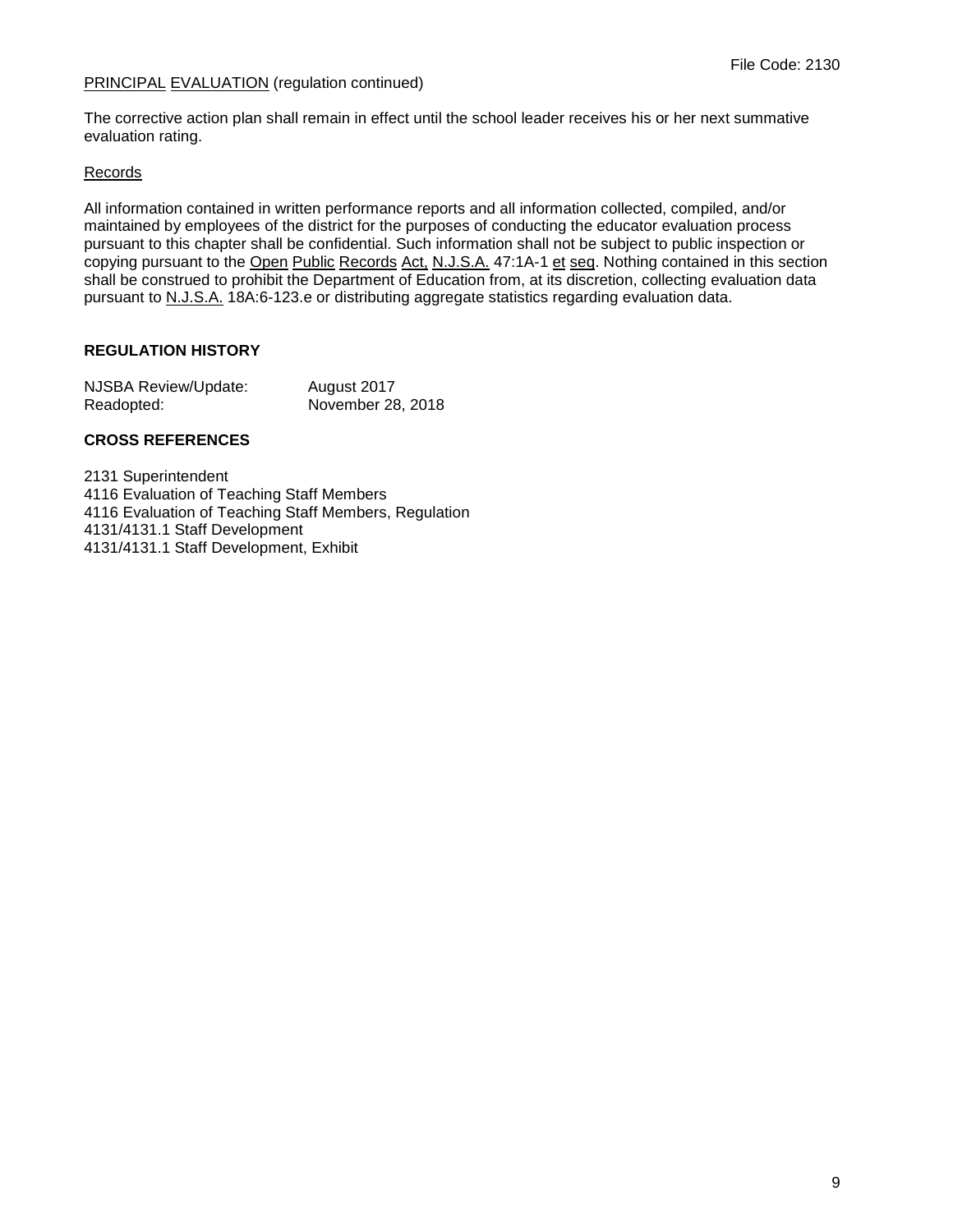The corrective action plan shall remain in effect until the school leader receives his or her next summative evaluation rating.

Records

All information contained in written performance reports and all information collected, compiled, and/or maintained by employees of the district for the purposes of conducting the educator evaluation process pursuant to this chapter shall be confidential. Such information shall not be subject to public inspection or copying pursuant to the Open Public Records Act, N.J.S.A. 47:1A-1 et seq. Nothing contained in this section shall be construed to prohibit the Department of Education from, at its discretion, collecting evaluation data pursuant to N.J.S.A. 18A:6-123.e or distributing aggregate statistics regarding evaluation data.

**REGULATION HISTORY**

| | |
|---|---|
| NJSBA Review/Update: | August 2017 |
| Readopted: | November 28, 2018 |

**CROSS REFERENCES**

2131 Superintendent
4116 Evaluation of Teaching Staff Members
4116 Evaluation of Teaching Staff Members, Regulation
4131/4131.1 Staff Development
4131/4131.1 Staff Development, Exhibit